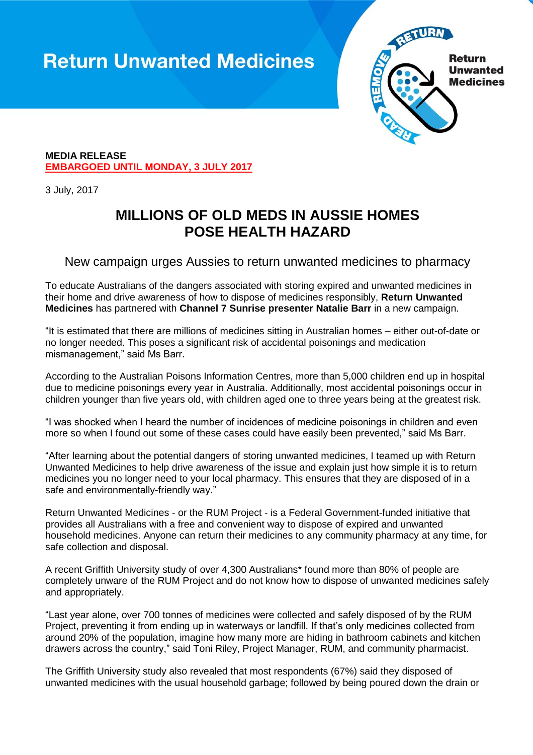# Return Unwanted Medicines

**MEDIA RELEASE**
**EMBARGOED UNTIL MONDAY, 3 JULY 2017**

3 July, 2017

## MILLIONS OF OLD MEDS IN AUSSIE HOMES POSE HEALTH HAZARD

### New campaign urges Aussies to return unwanted medicines to pharmacy

To educate Australians of the dangers associated with storing expired and unwanted medicines in their home and drive awareness of how to dispose of medicines responsibly, **Return Unwanted Medicines** has partnered with **Channel 7 Sunrise presenter Natalie Barr** in a new campaign.

"It is estimated that there are millions of medicines sitting in Australian homes – either out-of-date or no longer needed. This poses a significant risk of accidental poisonings and medication mismanagement," said Ms Barr.

According to the Australian Poisons Information Centres, more than 5,000 children end up in hospital due to medicine poisonings every year in Australia. Additionally, most accidental poisonings occur in children younger than five years old, with children aged one to three years being at the greatest risk.

"I was shocked when I heard the number of incidences of medicine poisonings in children and even more so when I found out some of these cases could have easily been prevented," said Ms Barr.

"After learning about the potential dangers of storing unwanted medicines, I teamed up with Return Unwanted Medicines to help drive awareness of the issue and explain just how simple it is to return medicines you no longer need to your local pharmacy. This ensures that they are disposed of in a safe and environmentally-friendly way."

Return Unwanted Medicines - or the RUM Project - is a Federal Government-funded initiative that provides all Australians with a free and convenient way to dispose of expired and unwanted household medicines. Anyone can return their medicines to any community pharmacy at any time, for safe collection and disposal.

A recent Griffith University study of over 4,300 Australians* found more than 80% of people are completely unware of the RUM Project and do not know how to dispose of unwanted medicines safely and appropriately.

"Last year alone, over 700 tonnes of medicines were collected and safely disposed of by the RUM Project, preventing it from ending up in waterways or landfill. If that's only medicines collected from around 20% of the population, imagine how many more are hiding in bathroom cabinets and kitchen drawers across the country," said Toni Riley, Project Manager, RUM, and community pharmacist.

The Griffith University study also revealed that most respondents (67%) said they disposed of unwanted medicines with the usual household garbage; followed by being poured down the drain or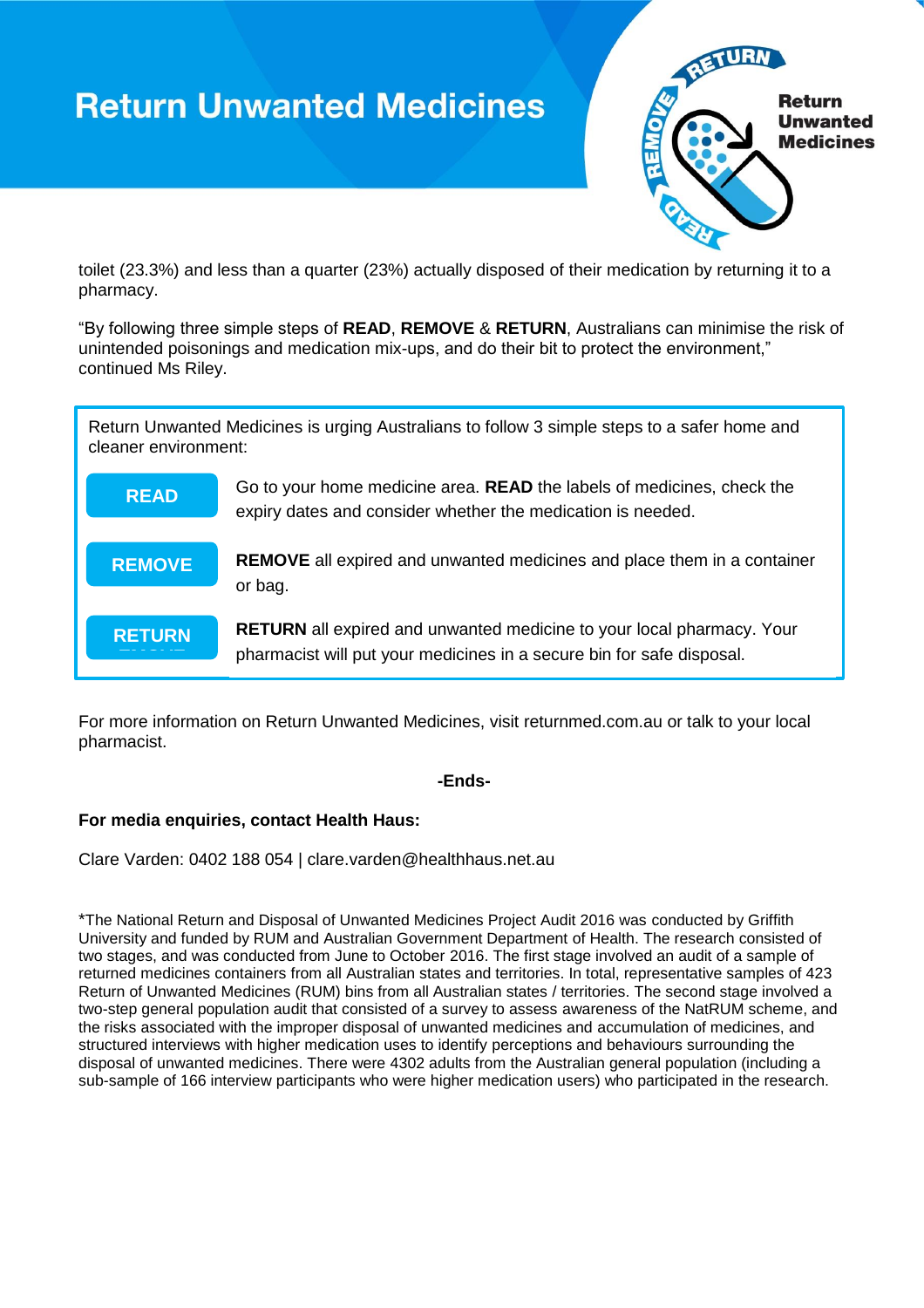# Return Unwanted Medicines

toilet (23.3%) and less than a quarter (23%) actually disposed of their medication by returning it to a pharmacy.

"By following three simple steps of **READ**, **REMOVE** & **RETURN**, Australians can minimise the risk of unintended poisonings and medication mix-ups, and do their bit to protect the environment," continued Ms Riley.

Return Unwanted Medicines is urging Australians to follow 3 simple steps to a safer home and cleaner environment:

| | |
|---|---|
| **READ** | Go to your home medicine area. **READ** the labels of medicines, check the expiry dates and consider whether the medication is needed. |
| **REMOVE** | **REMOVE** all expired and unwanted medicines and place them in a container or bag. |
| **RETURN** | **RETURN** all expired and unwanted medicine to your local pharmacy. Your pharmacist will put your medicines in a secure bin for safe disposal. |

For more information on Return Unwanted Medicines, visit returnmed.com.au or talk to your local pharmacist.

**-Ends-**

**For media enquiries, contact Health Haus:**

Clare Varden: 0402 188 054 | clare.varden@healthhaus.net.au

*The National Return and Disposal of Unwanted Medicines Project Audit 2016 was conducted by Griffith University and funded by RUM and Australian Government Department of Health. The research consisted of two stages, and was conducted from June to October 2016. The first stage involved an audit of a sample of returned medicines containers from all Australian states and territories. In total, representative samples of 423 Return of Unwanted Medicines (RUM) bins from all Australian states / territories. The second stage involved a two-step general population audit that consisted of a survey to assess awareness of the NatRUM scheme, and the risks associated with the improper disposal of unwanted medicines and accumulation of medicines, and structured interviews with higher medication uses to identify perceptions and behaviours surrounding the disposal of unwanted medicines. There were 4302 adults from the Australian general population (including a sub-sample of 166 interview participants who were higher medication users) who participated in the research.